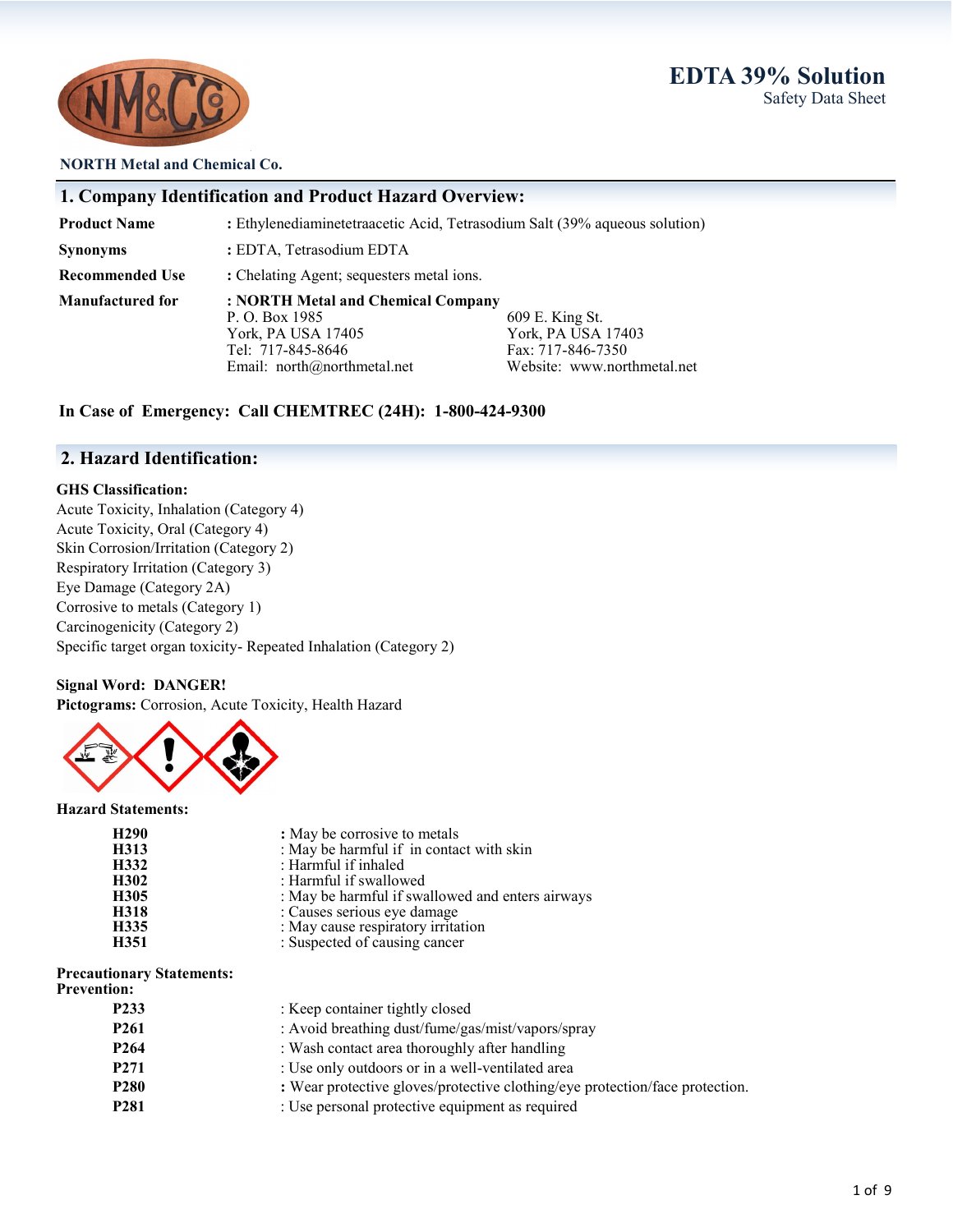# EDTA 39% Solution

Safety Data Sheet

**NORTH Metal and Chemical Co.**

## 1. Company Identification and Product Hazard Overview:

| | |
|---|---|
| **Product Name** | : Ethylenediaminetetraacetic Acid, Tetrasodium Salt (39% aqueous solution) |
| **Synonyms** | : EDTA, Tetrasodium EDTA |
| **Recommended Use** | : Chelating Agent; sequesters metal ions. |
| **Manufactured for** | **: NORTH Metal and Chemical Company** |

P. O. Box 1985
York, PA USA 17405
Tel: 717-845-8646
Email: north@northmetal.net

609 E. King St.
York, PA USA 17403
Fax: 717-846-7350
Website: www.northmetal.net

**In Case of Emergency: Call CHEMTREC (24H): 1-800-424-9300**

## 2. Hazard Identification:

**GHS Classification:**

Acute Toxicity, Inhalation (Category 4)
Acute Toxicity, Oral (Category 4)
Skin Corrosion/Irritation (Category 2)
Respiratory Irritation (Category 3)
Eye Damage (Category 2A)
Corrosive to metals (Category 1)
Carcinogenicity (Category 2)
Specific target organ toxicity- Repeated Inhalation (Category 2)

**Signal Word: DANGER!**

**Pictograms:** Corrosion, Acute Toxicity, Health Hazard

**Hazard Statements:**

| | |
|---|---|
| **H290** | : May be corrosive to metals |
| **H313** | : May be harmful if in contact with skin |
| **H332** | : Harmful if inhaled |
| **H302** | : Harmful if swallowed |
| **H305** | : May be harmful if swallowed and enters airways |
| **H318** | : Causes serious eye damage |
| **H335** | : May cause respiratory irritation |
| **H351** | : Suspected of causing cancer |

**Precautionary Statements:**
**Prevention:**

| | |
|---|---|
| **P233** | : Keep container tightly closed |
| **P261** | : Avoid breathing dust/fume/gas/mist/vapors/spray |
| **P264** | : Wash contact area thoroughly after handling |
| **P271** | : Use only outdoors or in a well-ventilated area |
| **P280** | : Wear protective gloves/protective clothing/eye protection/face protection. |
| **P281** | : Use personal protective equipment as required |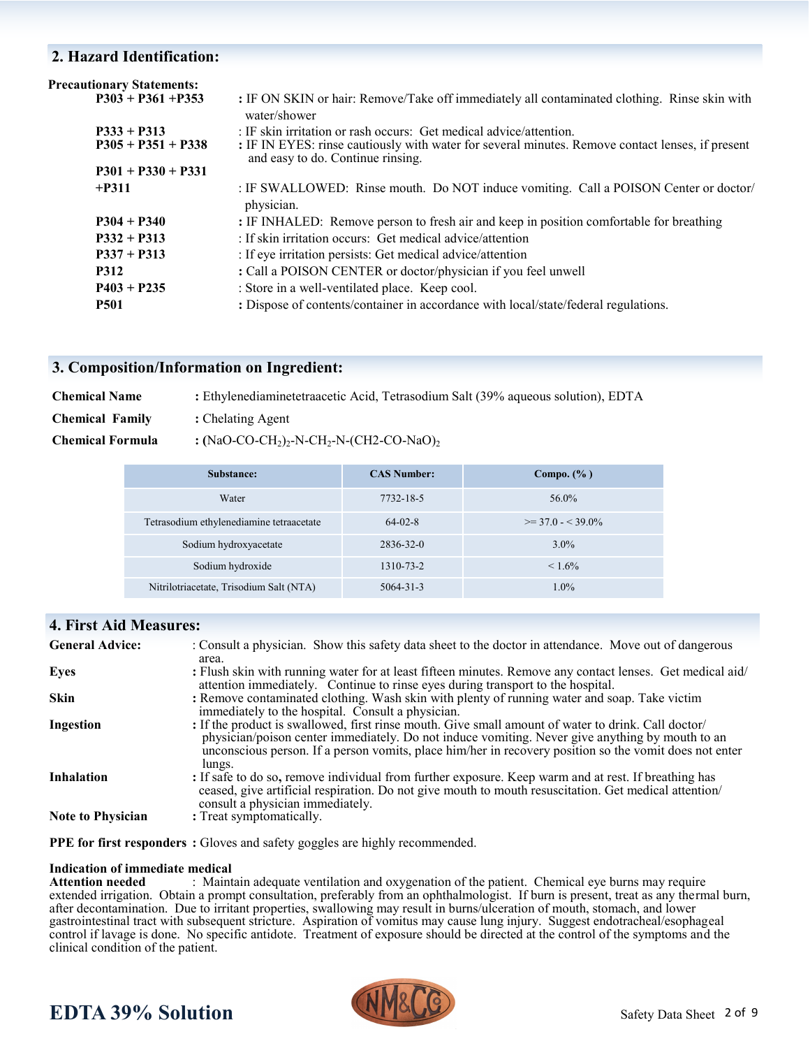## 2. Hazard Identification:

**Precautionary Statements:**

| | |
|---|---|
| **P303 + P361 +P353** | **:** IF ON SKIN or hair: Remove/Take off immediately all contaminated clothing. Rinse skin with water/shower |
| **P333 + P313** | : IF skin irritation or rash occurs: Get medical advice/attention. |
| **P305 + P351 + P338** | **:** IF IN EYES: rinse cautiously with water for several minutes. Remove contact lenses, if present and easy to do. Continue rinsing. |
| **P301 + P330 + P331 +P311** | : IF SWALLOWED: Rinse mouth. Do NOT induce vomiting. Call a POISON Center or doctor/ physician. |
| **P304 + P340** | **:** IF INHALED: Remove person to fresh air and keep in position comfortable for breathing |
| **P332 + P313** | : If skin irritation occurs: Get medical advice/attention |
| **P337 + P313** | : If eye irritation persists: Get medical advice/attention |
| **P312** | **:** Call a POISON CENTER or doctor/physician if you feel unwell |
| **P403 + P235** | : Store in a well-ventilated place. Keep cool. |
| **P501** | **:** Dispose of contents/container in accordance with local/state/federal regulations. |

## 3. Composition/Information on Ingredient:

**Chemical Name** **:** Ethylenediaminetetraacetic Acid, Tetrasodium Salt (39% aqueous solution), EDTA

**Chemical Family** **:** Chelating Agent

**Chemical Formula** **:** $(NaO\text{-}CO\text{-}CH_2)_2\text{-}N\text{-}CH_2\text{-}N\text{-}(CH_2\text{-}CO\text{-}NaO)_2$

| Substance: | CAS Number: | Compo. (% ) |
|---|---|---|
| Water | 7732-18-5 | 56.0% |
| Tetrasodium ethylenediamine tetraacetate | 64-02-8 | >= 37.0 - < 39.0% |
| Sodium hydroxyacetate | 2836-32-0 | 3.0% |
| Sodium hydroxide | 1310-73-2 | < 1.6% |
| Nitrilotriacetate, Trisodium Salt (NTA) | 5064-31-3 | 1.0% |

## 4. First Aid Measures:

**General Advice:** : Consult a physician. Show this safety data sheet to the doctor in attendance. Move out of dangerous area.

**Eyes** **:** Flush skin with running water for at least fifteen minutes. Remove any contact lenses. Get medical aid/ attention immediately. Continue to rinse eyes during transport to the hospital.

**Skin** **:** Remove contaminated clothing. Wash skin with plenty of running water and soap. Take victim immediately to the hospital. Consult a physician.

**Ingestion** **:** If the product is swallowed, first rinse mouth. Give small amount of water to drink. Call doctor/ physician/poison center immediately. Do not induce vomiting. Never give anything by mouth to an unconscious person. If a person vomits, place him/her in recovery position so the vomit does not enter lungs.

**Inhalation** **:** If safe to do so, remove individual from further exposure. Keep warm and at rest. If breathing has ceased, give artificial respiration. Do not give mouth to mouth resuscitation. Get medical attention/ consult a physician immediately.

**Note to Physician** **:** Treat symptomatically.

**PPE for first responders :** Gloves and safety goggles are highly recommended.

**Indication of immediate medical Attention needed** : Maintain adequate ventilation and oxygenation of the patient. Chemical eye burns may require extended irrigation. Obtain a prompt consultation, preferably from an ophthalmologist. If burn is present, treat as any thermal burn, after decontamination. Due to irritant properties, swallowing may result in burns/ulceration of mouth, stomach, and lower gastrointestinal tract with subsequent stricture. Aspiration of vomitus may cause lung injury. Suggest endotracheal/esophageal control if lavage is done. No specific antidote. Treatment of exposure should be directed at the control of the symptoms and the clinical condition of the patient.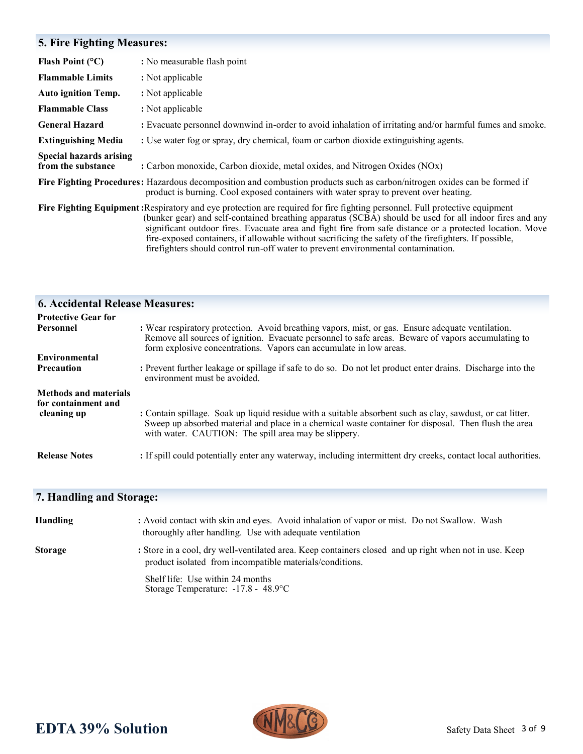## 5. Fire Fighting Measures:

| | |
|---|---|
| **Flash Point (°C)** | : No measurable flash point |
| **Flammable Limits** | : Not applicable |
| **Auto ignition Temp.** | : Not applicable |
| **Flammable Class** | : Not applicable |
| **General Hazard** | : Evacuate personnel downwind in-order to avoid inhalation of irritating and/or harmful fumes and smoke. |
| **Extinguishing Media** | : Use water fog or spray, dry chemical, foam or carbon dioxide extinguishing agents. |
| **Special hazards arising from the substance** | : Carbon monoxide, Carbon dioxide, metal oxides, and Nitrogen Oxides (NOx) |
| **Fire Fighting Procedures** | : Hazardous decomposition and combustion products such as carbon/nitrogen oxides can be formed if product is burning. Cool exposed containers with water spray to prevent over heating. |
| **Fire Fighting Equipment** | : Respiratory and eye protection are required for fire fighting personnel. Full protective equipment (bunker gear) and self-contained breathing apparatus (SCBA) should be used for all indoor fires and any significant outdoor fires. Evacuate area and fight fire from safe distance or a protected location. Move fire-exposed containers, if allowable without sacrificing the safety of the firefighters. If possible, firefighters should control run-off water to prevent environmental contamination. |

## 6. Accidental Release Measures:

| | |
|---|---|
| **Protective Gear for Personnel** | : Wear respiratory protection. Avoid breathing vapors, mist, or gas. Ensure adequate ventilation. Remove all sources of ignition. Evacuate personnel to safe areas. Beware of vapors accumulating to form explosive concentrations. Vapors can accumulate in low areas. |
| **Environmental Precaution** | : Prevent further leakage or spillage if safe to do so. Do not let product enter drains. Discharge into the environment must be avoided. |
| **Methods and materials for containment and cleaning up** | : Contain spillage. Soak up liquid residue with a suitable absorbent such as clay, sawdust, or cat litter. Sweep up absorbed material and place in a chemical waste container for disposal. Then flush the area with water. CAUTION: The spill area may be slippery. |
| **Release Notes** | : If spill could potentially enter any waterway, including intermittent dry creeks, contact local authorities. |

## 7. Handling and Storage:

| | |
|---|---|
| **Handling** | : Avoid contact with skin and eyes. Avoid inhalation of vapor or mist. Do not Swallow. Wash thoroughly after handling. Use with adequate ventilation |
| **Storage** | : Store in a cool, dry well-ventilated area. Keep containers closed and up right when not in use. Keep product isolated from incompatible materials/conditions.<br><br>Shelf life: Use within 24 months<br>Storage Temperature: -17.8 - 48.9°C |

EDTA 39% Solution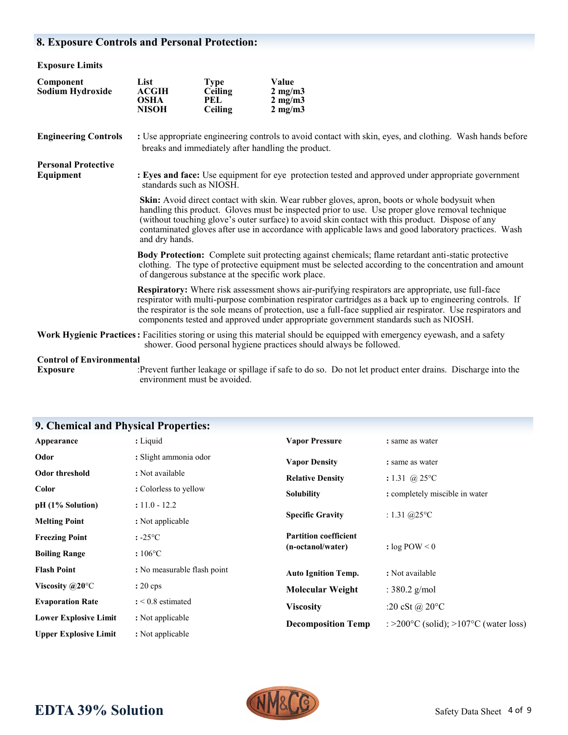## 8. Exposure Controls and Personal Protection:

**Exposure Limits**

| Component | List | Type | Value |
|---|---|---|---|
| Sodium Hydroxide | ACGIH | Ceiling | 2 mg/m3 |
| | OSHA | PEL | 2 mg/m3 |
| | NISOH | Ceiling | 2 mg/m3 |

**Engineering Controls** : Use appropriate engineering controls to avoid contact with skin, eyes, and clothing. Wash hands before breaks and immediately after handling the product.

**Personal Protective Equipment**

**: Eyes and face:** Use equipment for eye protection tested and approved under appropriate government standards such as NIOSH.

**Skin:** Avoid direct contact with skin. Wear rubber gloves, apron, boots or whole bodysuit when handling this product. Gloves must be inspected prior to use. Use proper glove removal technique (without touching glove's outer surface) to avoid skin contact with this product. Dispose of any contaminated gloves after use in accordance with applicable laws and good laboratory practices. Wash and dry hands.

**Body Protection:** Complete suit protecting against chemicals; flame retardant anti-static protective clothing. The type of protective equipment must be selected according to the concentration and amount of dangerous substance at the specific work place.

**Respiratory:** Where risk assessment shows air-purifying respirators are appropriate, use full-face respirator with multi-purpose combination respirator cartridges as a back up to engineering controls. If the respirator is the sole means of protection, use a full-face supplied air respirator. Use respirators and components tested and approved under appropriate government standards such as NIOSH.

**Work Hygienic Practices** : Facilities storing or using this material should be equipped with emergency eyewash, and a safety shower. Good personal hygiene practices should always be followed.

**Control of Environmental Exposure** :Prevent further leakage or spillage if safe to do so. Do not let product enter drains. Discharge into the environment must be avoided.

## 9. Chemical and Physical Properties:

| Property | Value |
|---|---|
| **Appearance** | : Liquid |
| **Odor** | : Slight ammonia odor |
| **Odor threshold** | : Not available |
| **Color** | : Colorless to yellow |
| **pH (1% Solution)** | : 11.0 - 12.2 |
| **Melting Point** | : Not applicable |
| **Freezing Point** | : -25°C |
| **Boiling Range** | : 106°C |
| **Flash Point** | : No measurable flash point |
| **Viscosity @20°C** | : 20 cps |
| **Evaporation Rate** | : < 0.8 estimated |
| **Lower Explosive Limit** | : Not applicable |
| **Upper Explosive Limit** | : Not applicable |
| **Vapor Pressure** | : same as water |
| **Vapor Density** | : same as water |
| **Relative Density** | : 1.31 @ 25°C |
| **Solubility** | : completely miscible in water |
| **Specific Gravity** | : 1.31 @25°C |
| **Partition coefficient (n-octanol/water)** | : log POW < 0 |
| **Auto Ignition Temp.** | : Not available |
| **Molecular Weight** | : 380.2 g/mol |
| **Viscosity** | :20 cSt @ 20°C |
| **Decomposition Temp** | : >200°C (solid); >107°C (water loss) |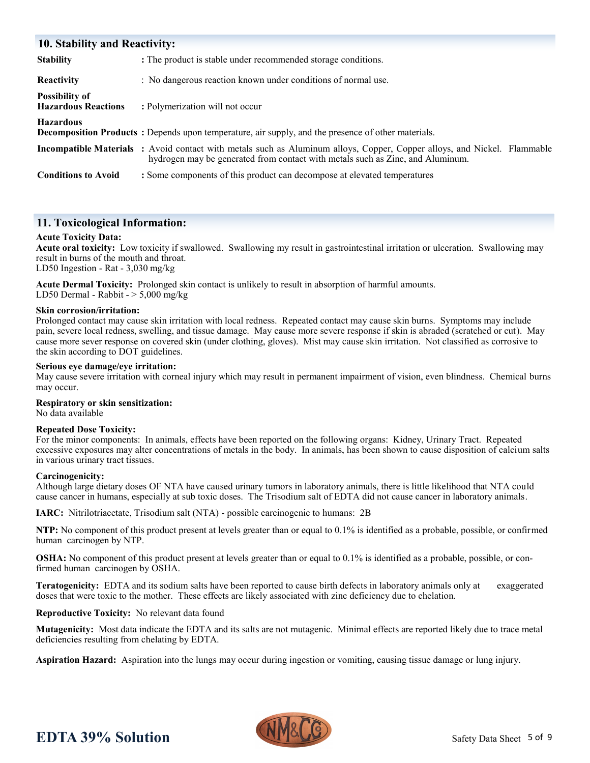## 10. Stability and Reactivity:

**Stability** : The product is stable under recommended storage conditions.

**Reactivity** : No dangerous reaction known under conditions of normal use.

**Possibility of Hazardous Reactions** : Polymerization will not occur

**Hazardous Decomposition Products** : Depends upon temperature, air supply, and the presence of other materials.

**Incompatible Materials** : Avoid contact with metals such as Aluminum alloys, Copper, Copper alloys, and Nickel. Flammable hydrogen may be generated from contact with metals such as Zinc, and Aluminum.

**Conditions to Avoid** : Some components of this product can decompose at elevated temperatures

## 11. Toxicological Information:

**Acute Toxicity Data:**

**Acute oral toxicity:** Low toxicity if swallowed. Swallowing my result in gastrointestinal irritation or ulceration. Swallowing may result in burns of the mouth and throat.
LD50 Ingestion - Rat - 3,030 mg/kg

**Acute Dermal Toxicity:** Prolonged skin contact is unlikely to result in absorption of harmful amounts.
LD50 Dermal - Rabbit - > 5,000 mg/kg

**Skin corrosion/irritation:**
Prolonged contact may cause skin irritation with local redness. Repeated contact may cause skin burns. Symptoms may include pain, severe local redness, swelling, and tissue damage. May cause more severe response if skin is abraded (scratched or cut). May cause more sever response on covered skin (under clothing, gloves). Mist may cause skin irritation. Not classified as corrosive to the skin according to DOT guidelines.

**Serious eye damage/eye irritation:**
May cause severe irritation with corneal injury which may result in permanent impairment of vision, even blindness. Chemical burns may occur.

**Respiratory or skin sensitization:**
No data available

**Repeated Dose Toxicity:**
For the minor components: In animals, effects have been reported on the following organs: Kidney, Urinary Tract. Repeated excessive exposures may alter concentrations of metals in the body. In animals, has been shown to cause disposition of calcium salts in various urinary tract tissues.

**Carcinogenicity:**
Although large dietary doses OF NTA have caused urinary tumors in laboratory animals, there is little likelihood that NTA could cause cancer in humans, especially at sub toxic doses. The Trisodium salt of EDTA did not cause cancer in laboratory animals.

**IARC:** Nitrilotriacetate, Trisodium salt (NTA) - possible carcinogenic to humans: 2B

**NTP:** No component of this product present at levels greater than or equal to 0.1% is identified as a probable, possible, or confirmed human carcinogen by NTP.

**OSHA:** No component of this product present at levels greater than or equal to 0.1% is identified as a probable, possible, or confirmed human carcinogen by OSHA.

**Teratogenicity:** EDTA and its sodium salts have been reported to cause birth defects in laboratory animals only at exaggerated doses that were toxic to the mother. These effects are likely associated with zinc deficiency due to chelation.

**Reproductive Toxicity:** No relevant data found

**Mutagenicity:** Most data indicate the EDTA and its salts are not mutagenic. Minimal effects are reported likely due to trace metal deficiencies resulting from chelating by EDTA.

**Aspiration Hazard:** Aspiration into the lungs may occur during ingestion or vomiting, causing tissue damage or lung injury.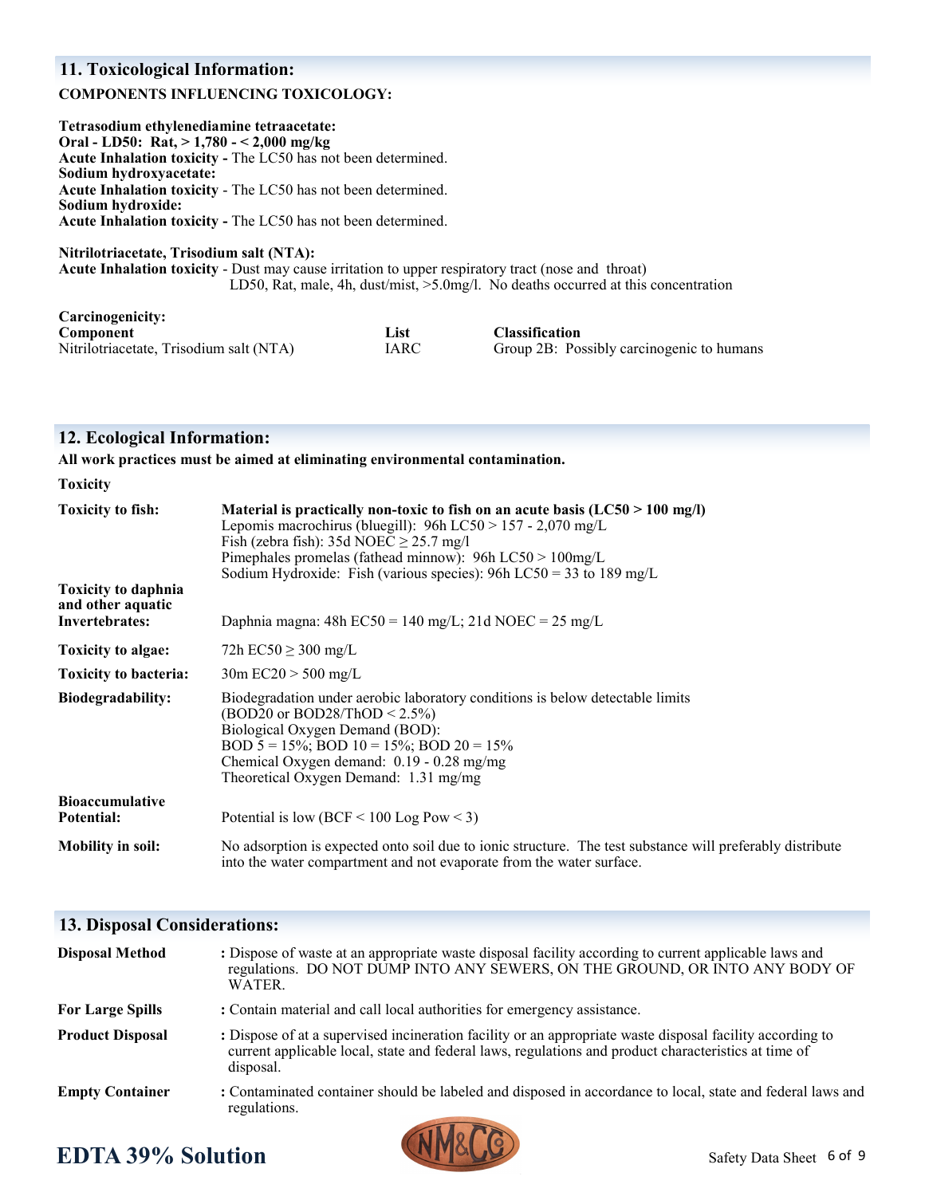## 11. Toxicological Information:

**COMPONENTS INFLUENCING TOXICOLOGY:**

**Tetrasodium ethylenediamine tetraacetate:**
**Oral - LD50: Rat, > 1,780 - < 2,000 mg/kg**
**Acute Inhalation toxicity -** The LC50 has not been determined.
**Sodium hydroxyacetate:**
**Acute Inhalation toxicity** - The LC50 has not been determined.
**Sodium hydroxide:**
**Acute Inhalation toxicity -** The LC50 has not been determined.

**Nitrilotriacetate, Trisodium salt (NTA):**
**Acute Inhalation toxicity** - Dust may cause irritation to upper respiratory tract (nose and throat)
LD50, Rat, male, 4h, dust/mist, >5.0mg/l. No deaths occurred at this concentration

**Carcinogenicity:**

| **Component** | **List** | **Classification** |
|---|---|---|
| Nitrilotriacetate, Trisodium salt (NTA) | IARC | Group 2B: Possibly carcinogenic to humans |

## 12. Ecological Information:

**All work practices must be aimed at eliminating environmental contamination.**

**Toxicity**

| | |
|---|---|
| **Toxicity to fish:** | **Material is practically non-toxic to fish on an acute basis (LC50 > 100 mg/l)**<br>Lepomis macrochirus (bluegill): 96h LC50 > 157 - 2,070 mg/L<br>Fish (zebra fish): 35d NOEC ≥ 25.7 mg/l<br>Pimephales promelas (fathead minnow): 96h LC50 > 100mg/L<br>Sodium Hydroxide: Fish (various species): 96h LC50 = 33 to 189 mg/L |
| **Toxicity to daphnia and other aquatic Invertebrates:** | Daphnia magna: 48h EC50 = 140 mg/L; 21d NOEC = 25 mg/L |
| **Toxicity to algae:** | 72h EC50 ≥ 300 mg/L |
| **Toxicity to bacteria:** | 30m EC20 > 500 mg/L |
| **Biodegradability:** | Biodegradation under aerobic laboratory conditions is below detectable limits (BOD20 or BOD28/ThOD < 2.5%)<br>Biological Oxygen Demand (BOD):<br>BOD 5 = 15%; BOD 10 = 15%; BOD 20 = 15%<br>Chemical Oxygen demand: 0.19 - 0.28 mg/mg<br>Theoretical Oxygen Demand: 1.31 mg/mg |
| **Bioaccumulative Potential:** | Potential is low (BCF < 100 Log Pow < 3) |
| **Mobility in soil:** | No adsorption is expected onto soil due to ionic structure. The test substance will preferably distribute into the water compartment and not evaporate from the water surface. |

## 13. Disposal Considerations:

| | |
|---|---|
| **Disposal Method** | **:** Dispose of waste at an appropriate waste disposal facility according to current applicable laws and regulations. DO NOT DUMP INTO ANY SEWERS, ON THE GROUND, OR INTO ANY BODY OF WATER. |
| **For Large Spills** | **:** Contain material and call local authorities for emergency assistance. |
| **Product Disposal** | **:** Dispose of at a supervised incineration facility or an appropriate waste disposal facility according to current applicable local, state and federal laws, regulations and product characteristics at time of disposal. |
| **Empty Container** | **:** Contaminated container should be labeled and disposed in accordance to local, state and federal laws and regulations. |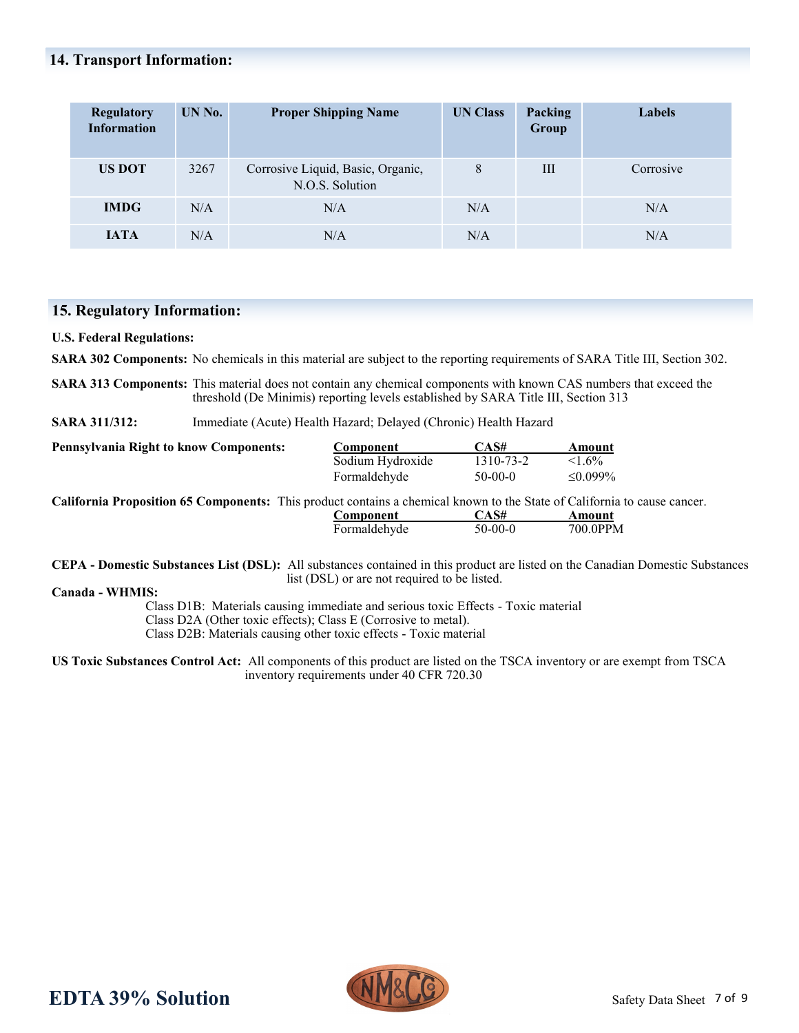## 14. Transport Information:

| Regulatory Information | UN No. | Proper Shipping Name | UN Class | Packing Group | Labels |
|---|---|---|---|---|---|
| **US DOT** | 3267 | Corrosive Liquid, Basic, Organic, N.O.S. Solution | 8 | III | Corrosive |
| **IMDG** | N/A | N/A | N/A | | N/A |
| **IATA** | N/A | N/A | N/A | | N/A |

## 15. Regulatory Information:

**U.S. Federal Regulations:**

**SARA 302 Components:** No chemicals in this material are subject to the reporting requirements of SARA Title III, Section 302.

**SARA 313 Components:** This material does not contain any chemical components with known CAS numbers that exceed the threshold (De Minimis) reporting levels established by SARA Title III, Section 313

**SARA 311/312:** Immediate (Acute) Health Hazard; Delayed (Chronic) Health Hazard

**Pennsylvania Right to know Components:**

| Component | CAS# | Amount |
|---|---|---|
| Sodium Hydroxide | 1310-73-2 | <1.6% |
| Formaldehyde | 50-00-0 | ≤0.099% |

**California Proposition 65 Components:** This product contains a chemical known to the State of California to cause cancer.

| Component | CAS# | Amount |
|---|---|---|
| Formaldehyde | 50-00-0 | 700.0PPM |

**CEPA - Domestic Substances List (DSL):** All substances contained in this product are listed on the Canadian Domestic Substances list (DSL) or are not required to be listed.

**Canada - WHMIS:**

Class D1B: Materials causing immediate and serious toxic Effects - Toxic material
Class D2A (Other toxic effects); Class E (Corrosive to metal).
Class D2B: Materials causing other toxic effects - Toxic material

**US Toxic Substances Control Act:** All components of this product are listed on the TSCA inventory or are exempt from TSCA inventory requirements under 40 CFR 720.30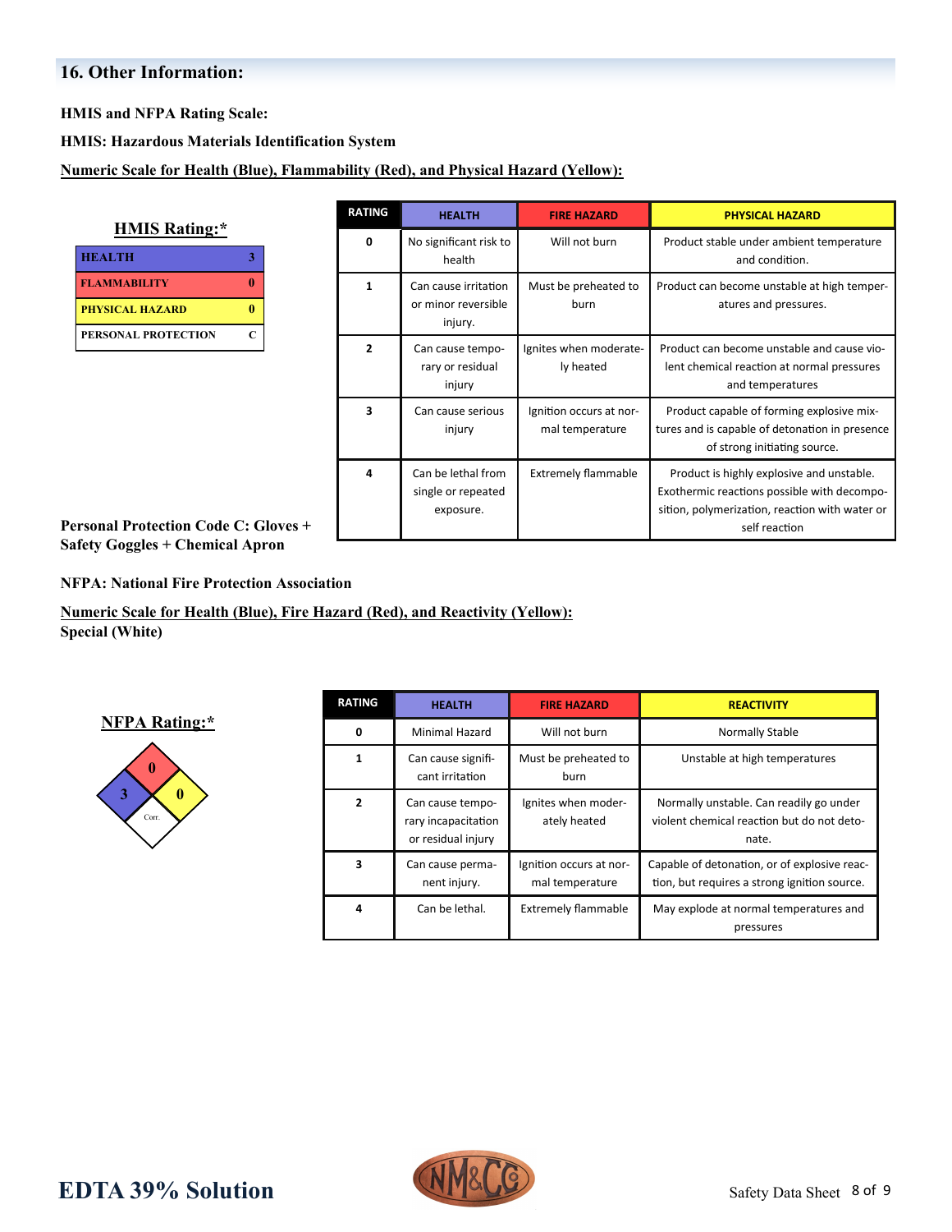## 16. Other Information:

**HMIS and NFPA Rating Scale:**

**HMIS: Hazardous Materials Identification System**

**Numeric Scale for Health (Blue), Flammability (Red), and Physical Hazard (Yellow):**

**HMIS Rating:***

| | |
|---|---|
| HEALTH | 3 |
| FLAMMABILITY | 0 |
| PHYSICAL HAZARD | 0 |
| PERSONAL PROTECTION | C |

| RATING | HEALTH | FIRE HAZARD | PHYSICAL HAZARD |
|---|---|---|---|
| 0 | No significant risk to health | Will not burn | Product stable under ambient temperature and condition. |
| 1 | Can cause irritation or minor reversible injury. | Must be preheated to burn | Product can become unstable at high temperatures and pressures. |
| 2 | Can cause temporary or residual injury | Ignites when moderately heated | Product can become unstable and cause violent chemical reaction at normal pressures and temperatures |
| 3 | Can cause serious injury | Ignition occurs at normal temperature | Product capable of forming explosive mixtures and is capable of detonation in presence of strong initiating source. |
| 4 | Can be lethal from single or repeated exposure. | Extremely flammable | Product is highly explosive and unstable. Exothermic reactions possible with decomposition, polymerization, reaction with water or self reaction |

**Personal Protection Code C: Gloves + Safety Goggles + Chemical Apron**

**NFPA: National Fire Protection Association**

**Numeric Scale for Health (Blue), Fire Hazard (Red), and Reactivity (Yellow):**
**Special (White)**

**NFPA Rating:***

Health: 3, Fire Hazard: 0, Reactivity: 0, Special: Corr.

| RATING | HEALTH | FIRE HAZARD | REACTIVITY |
|---|---|---|---|
| 0 | Minimal Hazard | Will not burn | Normally Stable |
| 1 | Can cause significant irritation | Must be preheated to burn | Unstable at high temperatures |
| 2 | Can cause temporary incapacitation or residual injury | Ignites when moderately heated | Normally unstable. Can readily go under violent chemical reaction but do not detonate. |
| 3 | Can cause permanent injury. | Ignition occurs at normal temperature | Capable of detonation, or of explosive reaction, but requires a strong ignition source. |
| 4 | Can be lethal. | Extremely flammable | May explode at normal temperatures and pressures |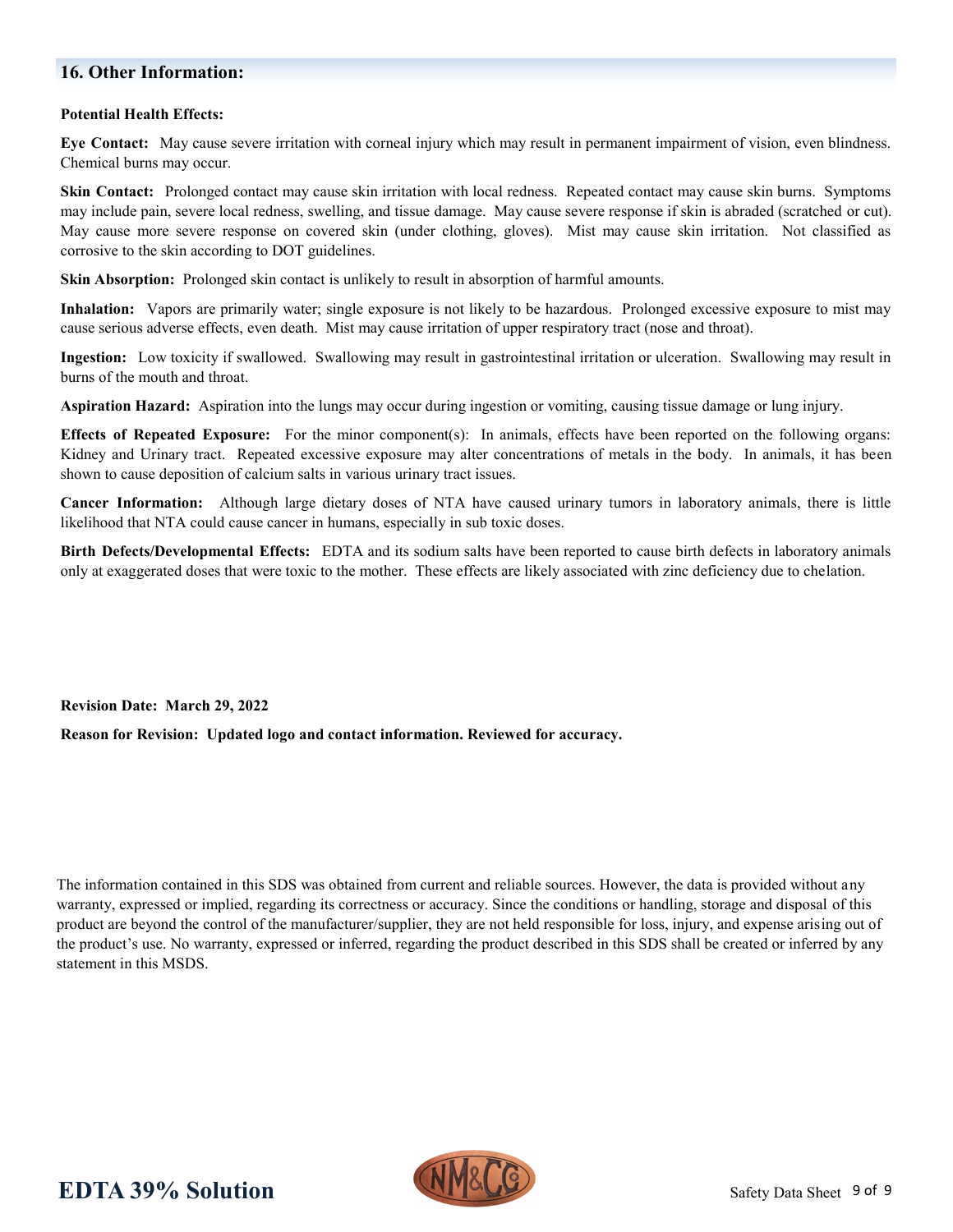## 16. Other Information:

**Potential Health Effects:**

**Eye Contact:** May cause severe irritation with corneal injury which may result in permanent impairment of vision, even blindness. Chemical burns may occur.

**Skin Contact:** Prolonged contact may cause skin irritation with local redness. Repeated contact may cause skin burns. Symptoms may include pain, severe local redness, swelling, and tissue damage. May cause severe response if skin is abraded (scratched or cut). May cause more severe response on covered skin (under clothing, gloves). Mist may cause skin irritation. Not classified as corrosive to the skin according to DOT guidelines.

**Skin Absorption:** Prolonged skin contact is unlikely to result in absorption of harmful amounts.

**Inhalation:** Vapors are primarily water; single exposure is not likely to be hazardous. Prolonged excessive exposure to mist may cause serious adverse effects, even death. Mist may cause irritation of upper respiratory tract (nose and throat).

**Ingestion:** Low toxicity if swallowed. Swallowing may result in gastrointestinal irritation or ulceration. Swallowing may result in burns of the mouth and throat.

**Aspiration Hazard:** Aspiration into the lungs may occur during ingestion or vomiting, causing tissue damage or lung injury.

**Effects of Repeated Exposure:** For the minor component(s): In animals, effects have been reported on the following organs: Kidney and Urinary tract. Repeated excessive exposure may alter concentrations of metals in the body. In animals, it has been shown to cause deposition of calcium salts in various urinary tract issues.

**Cancer Information:** Although large dietary doses of NTA have caused urinary tumors in laboratory animals, there is little likelihood that NTA could cause cancer in humans, especially in sub toxic doses.

**Birth Defects/Developmental Effects:** EDTA and its sodium salts have been reported to cause birth defects in laboratory animals only at exaggerated doses that were toxic to the mother. These effects are likely associated with zinc deficiency due to chelation.

**Revision Date: March 29, 2022**

**Reason for Revision: Updated logo and contact information. Reviewed for accuracy.**

The information contained in this SDS was obtained from current and reliable sources. However, the data is provided without any warranty, expressed or implied, regarding its correctness or accuracy. Since the conditions or handling, storage and disposal of this product are beyond the control of the manufacturer/supplier, they are not held responsible for loss, injury, and expense arising out of the product's use. No warranty, expressed or inferred, regarding the product described in this SDS shall be created or inferred by any statement in this MSDS.